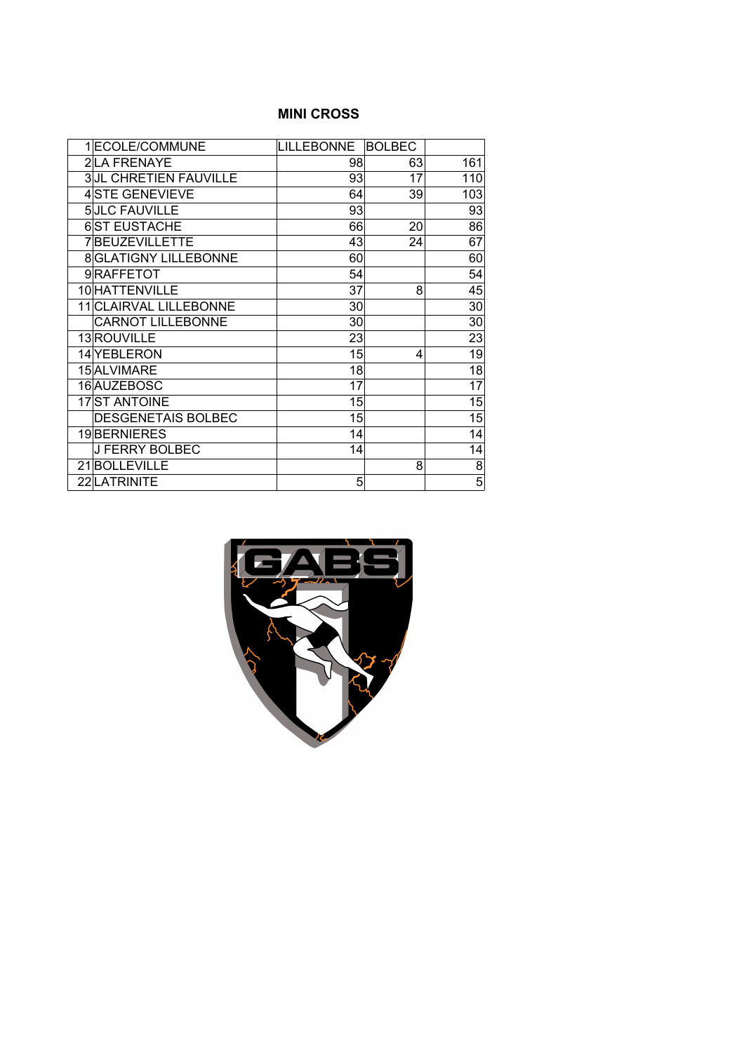## MINI CROSS

| 1 | ECOLE/COMMUNE | LILLEBONNE | BOLBEC | |
|---|---|---|---|---|
| 2 | LA FRENAYE | 98 | 63 | 161 |
| 3 | JL CHRETIEN FAUVILLE | 93 | 17 | 110 |
| 4 | STE GENEVIEVE | 64 | 39 | 103 |
| 5 | JLC FAUVILLE | 93 | | 93 |
| 6 | ST EUSTACHE | 66 | 20 | 86 |
| 7 | BEUZEVILLETTE | 43 | 24 | 67 |
| 8 | GLATIGNY LILLEBONNE | 60 | | 60 |
| 9 | RAFFETOT | 54 | | 54 |
| 10 | HATTENVILLE | 37 | 8 | 45 |
| 11 | CLAIRVAL LILLEBONNE | 30 | | 30 |
| | CARNOT LILLEBONNE | 30 | | 30 |
| 13 | ROUVILLE | 23 | | 23 |
| 14 | YEBLERON | 15 | 4 | 19 |
| 15 | ALVIMARE | 18 | | 18 |
| 16 | AUZEBOSC | 17 | | 17 |
| 17 | ST ANTOINE | 15 | | 15 |
| | DESGENETAIS BOLBEC | 15 | | 15 |
| 19 | BERNIERES | 14 | | 14 |
| | J FERRY BOLBEC | 14 | | 14 |
| 21 | BOLLEVILLE | | 8 | 8 |
| 22 | LATRINITE | 5 | | 5 |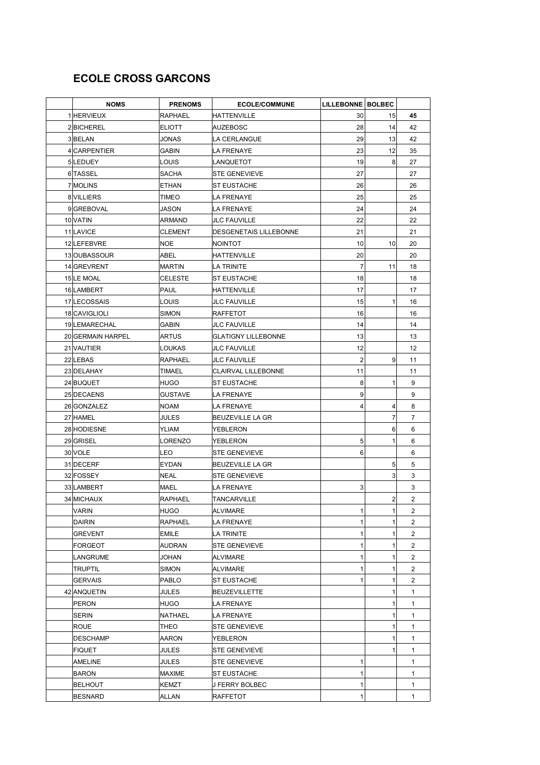## ECOLE CROSS GARCONS

| | NOMS | PRENOMS | ECOLE/COMMUNE | LILLEBONNE | BOLBEC | |
|---|---|---|---|---|---|---|
| 1 | HERVIEUX | RAPHAEL | HATTENVILLE | 30 | 15 | **45** |
| 2 | BICHEREL | ELIOTT | AUZEBOSC | 28 | 14 | 42 |
| 3 | BELAN | JONAS | LA CERLANGUE | 29 | 13 | 42 |
| 4 | CARPENTIER | GABIN | LA FRENAYE | 23 | 12 | 35 |
| 5 | LEDUEY | LOUIS | LANQUETOT | 19 | 8 | 27 |
| 6 | TASSEL | SACHA | STE GENEVIEVE | 27 | | 27 |
| 7 | MOLINS | ETHAN | ST EUSTACHE | 26 | | 26 |
| 8 | VILLIERS | TIMEO | LA FRENAYE | 25 | | 25 |
| 9 | GREBOVAL | JASON | LA FRENAYE | 24 | | 24 |
| 10 | VATIN | ARMAND | JLC FAUVILLE | 22 | | 22 |
| 11 | LAVICE | CLEMENT | DESGENETAIS LILLEBONNE | 21 | | 21 |
| 12 | LEFEBVRE | NOE | NOINTOT | 10 | 10 | 20 |
| 13 | OUBASSOUR | ABEL | HATTENVILLE | 20 | | 20 |
| 14 | GREVRENT | MARTIN | LA TRINITE | 7 | 11 | 18 |
| 15 | LE MOAL | CELESTE | ST EUSTACHE | 18 | | 18 |
| 16 | LAMBERT | PAUL | HATTENVILLE | 17 | | 17 |
| 17 | LECOSSAIS | LOUIS | JLC FAUVILLE | 15 | 1 | 16 |
| 18 | CAVIGLIOLI | SIMON | RAFFETOT | 16 | | 16 |
| 19 | LEMARECHAL | GABIN | JLC FAUVILLE | 14 | | 14 |
| 20 | GERMAIN HARPEL | ARTUS | GLATIGNY LILLEBONNE | 13 | | 13 |
| 21 | VAUTIER | LOUKAS | JLC FAUVILLE | 12 | | 12 |
| 22 | LEBAS | RAPHAEL | JLC FAUVILLE | 2 | 9 | 11 |
| 23 | DELAHAY | TIMAEL | CLAIRVAL LILLEBONNE | 11 | | 11 |
| 24 | BUQUET | HUGO | ST EUSTACHE | 8 | 1 | 9 |
| 25 | DECAENS | GUSTAVE | LA FRENAYE | 9 | | 9 |
| 26 | GONZALEZ | NOAM | LA FRENAYE | 4 | 4 | 8 |
| 27 | HAMEL | JULES | BEUZEVILLE LA GR | | 7 | 7 |
| 28 | HODIESNE | YLIAM | YEBLERON | | 6 | 6 |
| 29 | GRISEL | LORENZO | YEBLERON | 5 | 1 | 6 |
| 30 | VOLE | LEO | STE GENEVIEVE | 6 | | 6 |
| 31 | DECERF | EYDAN | BEUZEVILLE LA GR | | 5 | 5 |
| 32 | FOSSEY | NEAL | STE GENEVIEVE | | 3 | 3 |
| 33 | LAMBERT | MAEL | LA FRENAYE | 3 | | 3 |
| 34 | MICHAUX | RAPHAEL | TANCARVILLE | | 2 | 2 |
| | VARIN | HUGO | ALVIMARE | 1 | 1 | 2 |
| | DAIRIN | RAPHAEL | LA FRENAYE | 1 | 1 | 2 |
| | GREVENT | EMILE | LA TRINITE | 1 | 1 | 2 |
| | FORGEOT | AUDRAN | STE GENEVIEVE | 1 | 1 | 2 |
| | LANGRUME | JOHAN | ALVIMARE | 1 | 1 | 2 |
| | TRUPTIL | SIMON | ALVIMARE | 1 | 1 | 2 |
| | GERVAIS | PABLO | ST EUSTACHE | 1 | 1 | 2 |
| 42 | ANQUETIN | JULES | BEUZEVILLETTE | | 1 | 1 |
| | PERON | HUGO | LA FRENAYE | | 1 | 1 |
| | SERIN | NATHAEL | LA FRENAYE | | 1 | 1 |
| | ROUE | THEO | STE GENEVIEVE | | 1 | 1 |
| | DESCHAMP | AARON | YEBLERON | | 1 | 1 |
| | FIQUET | JULES | STE GENEVIEVE | | 1 | 1 |
| | AMELINE | JULES | STE GENEVIEVE | 1 | | 1 |
| | BARON | MAXIME | ST EUSTACHE | 1 | | 1 |
| | BELHOUT | KEMZT | J FERRY BOLBEC | 1 | | 1 |
| | BESNARD | ALLAN | RAFFETOT | 1 | | 1 |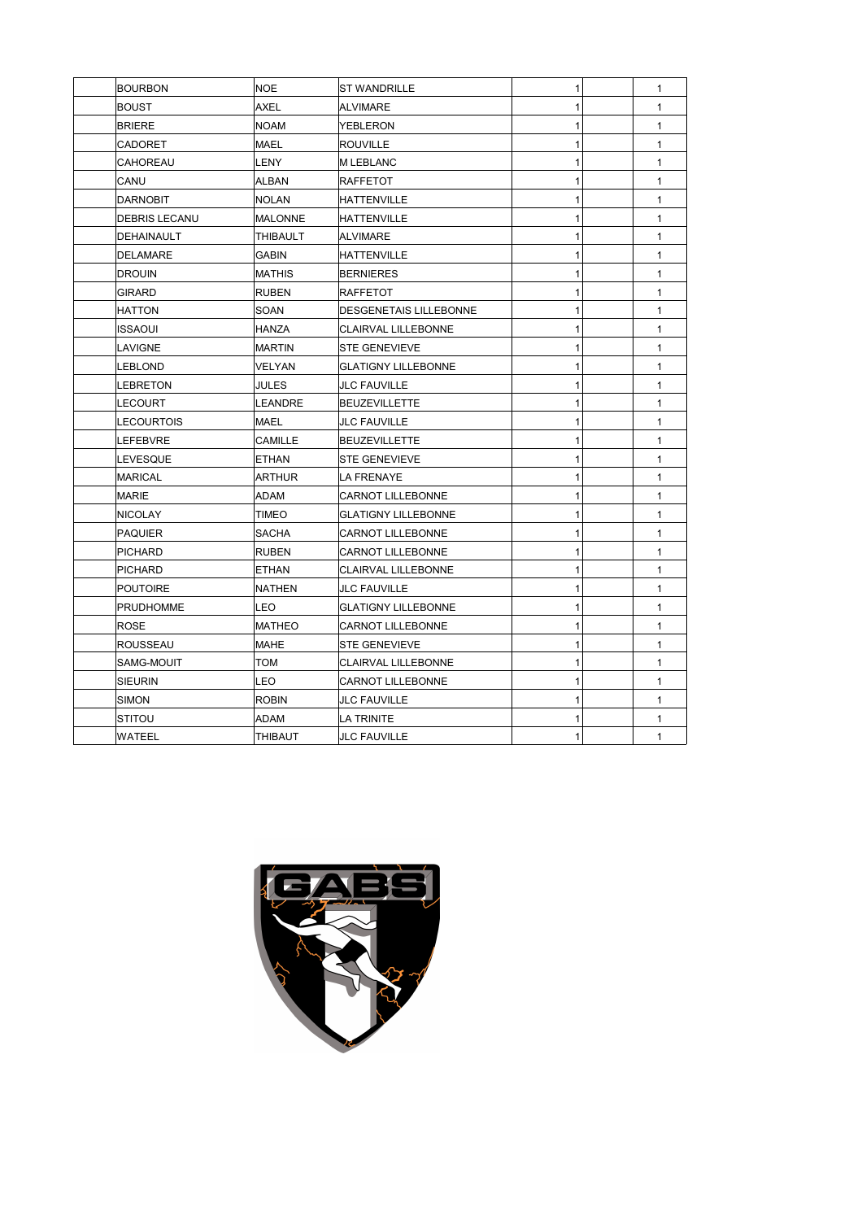| | | | | | |
|---|---|---|---|---|---|
| | BOURBON | NOE | ST WANDRILLE | 1 | | 1 |
| | BOUST | AXEL | ALVIMARE | 1 | | 1 |
| | BRIERE | NOAM | YEBLERON | 1 | | 1 |
| | CADORET | MAEL | ROUVILLE | 1 | | 1 |
| | CAHOREAU | LENY | M LEBLANC | 1 | | 1 |
| | CANU | ALBAN | RAFFETOT | 1 | | 1 |
| | DARNOBIT | NOLAN | HATTENVILLE | 1 | | 1 |
| | DEBRIS LECANU | MALONNE | HATTENVILLE | 1 | | 1 |
| | DEHAINAULT | THIBAULT | ALVIMARE | 1 | | 1 |
| | DELAMARE | GABIN | HATTENVILLE | 1 | | 1 |
| | DROUIN | MATHIS | BERNIERES | 1 | | 1 |
| | GIRARD | RUBEN | RAFFETOT | 1 | | 1 |
| | HATTON | SOAN | DESGENETAIS LILLEBONNE | 1 | | 1 |
| | ISSAOUI | HANZA | CLAIRVAL LILLEBONNE | 1 | | 1 |
| | LAVIGNE | MARTIN | STE GENEVIEVE | 1 | | 1 |
| | LEBLOND | VELYAN | GLATIGNY LILLEBONNE | 1 | | 1 |
| | LEBRETON | JULES | JLC FAUVILLE | 1 | | 1 |
| | LECOURT | LEANDRE | BEUZEVILLETTE | 1 | | 1 |
| | LECOURTOIS | MAEL | JLC FAUVILLE | 1 | | 1 |
| | LEFEBVRE | CAMILLE | BEUZEVILLETTE | 1 | | 1 |
| | LEVESQUE | ETHAN | STE GENEVIEVE | 1 | | 1 |
| | MARICAL | ARTHUR | LA FRENAYE | 1 | | 1 |
| | MARIE | ADAM | CARNOT LILLEBONNE | 1 | | 1 |
| | NICOLAY | TIMEO | GLATIGNY LILLEBONNE | 1 | | 1 |
| | PAQUIER | SACHA | CARNOT LILLEBONNE | 1 | | 1 |
| | PICHARD | RUBEN | CARNOT LILLEBONNE | 1 | | 1 |
| | PICHARD | ETHAN | CLAIRVAL LILLEBONNE | 1 | | 1 |
| | POUTOIRE | NATHEN | JLC FAUVILLE | 1 | | 1 |
| | PRUDHOMME | LEO | GLATIGNY LILLEBONNE | 1 | | 1 |
| | ROSE | MATHEO | CARNOT LILLEBONNE | 1 | | 1 |
| | ROUSSEAU | MAHE | STE GENEVIEVE | 1 | | 1 |
| | SAMG-MOUIT | TOM | CLAIRVAL LILLEBONNE | 1 | | 1 |
| | SIEURIN | LEO | CARNOT LILLEBONNE | 1 | | 1 |
| | SIMON | ROBIN | JLC FAUVILLE | 1 | | 1 |
| | STITOU | ADAM | LA TRINITE | 1 | | 1 |
| | WATEEL | THIBAUT | JLC FAUVILLE | 1 | | 1 |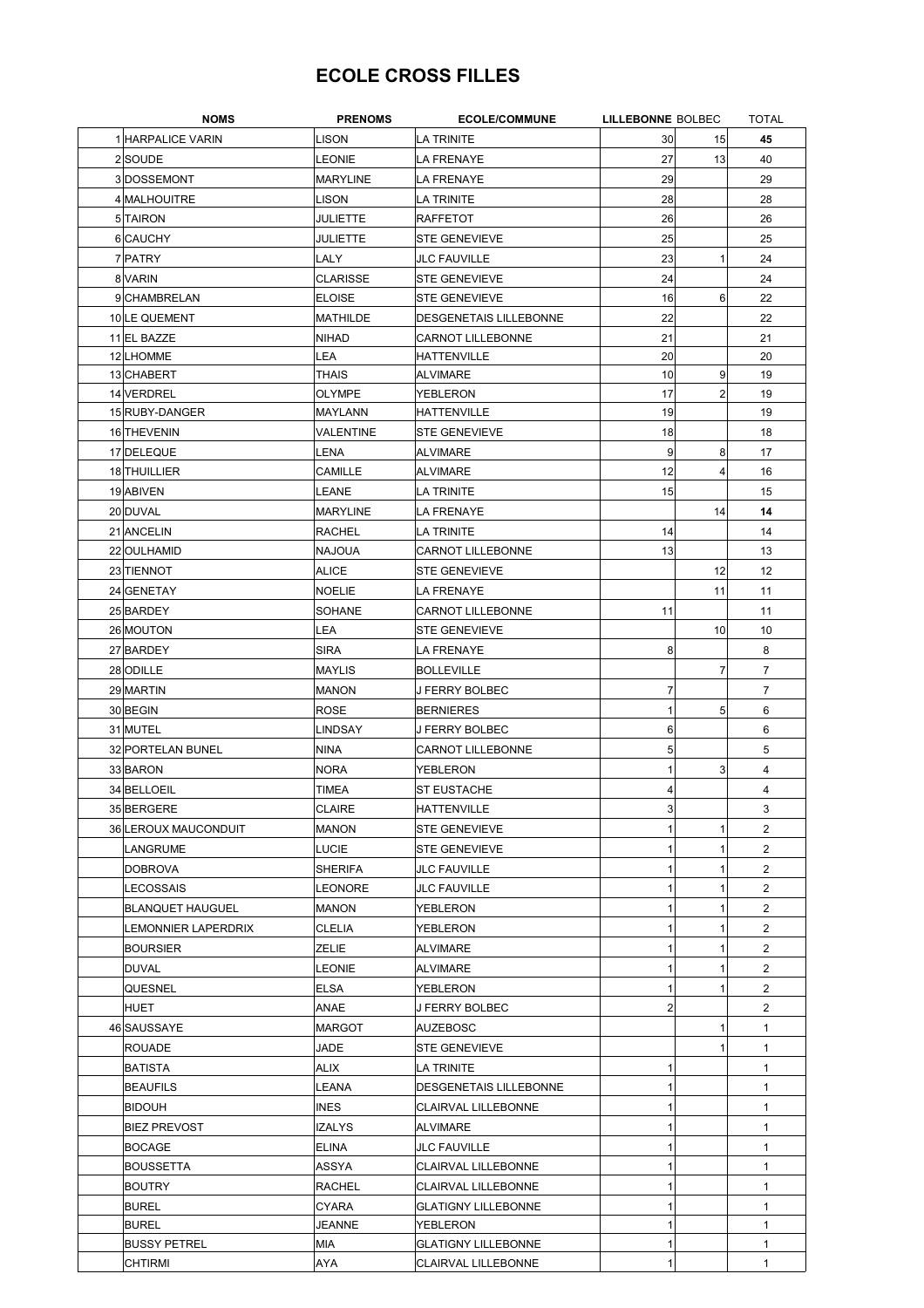# ECOLE CROSS FILLES

| | NOMS | PRENOMS | ECOLE/COMMUNE | LILLEBONNE | BOLBEC | TOTAL |
|---|---|---|---|---|---|---|
| 1 | HARPALICE VARIN | LISON | LA TRINITE | 30 | 15 | **45** |
| 2 | SOUDE | LEONIE | LA FRENAYE | 27 | 13 | 40 |
| 3 | DOSSEMONT | MARYLINE | LA FRENAYE | 29 | | 29 |
| 4 | MALHOUITRE | LISON | LA TRINITE | 28 | | 28 |
| 5 | TAIRON | JULIETTE | RAFFETOT | 26 | | 26 |
| 6 | CAUCHY | JULIETTE | STE GENEVIEVE | 25 | | 25 |
| 7 | PATRY | LALY | JLC FAUVILLE | 23 | 1 | 24 |
| 8 | VARIN | CLARISSE | STE GENEVIEVE | 24 | | 24 |
| 9 | CHAMBRELAN | ELOISE | STE GENEVIEVE | 16 | 6 | 22 |
| 10 | LE QUEMENT | MATHILDE | DESGENETAIS LILLEBONNE | 22 | | 22 |
| 11 | EL BAZZE | NIHAD | CARNOT LILLEBONNE | 21 | | 21 |
| 12 | LHOMME | LEA | HATTENVILLE | 20 | | 20 |
| 13 | CHABERT | THAIS | ALVIMARE | 10 | 9 | 19 |
| 14 | VERDREL | OLYMPE | YEBLERON | 17 | 2 | 19 |
| 15 | RUBY-DANGER | MAYLANN | HATTENVILLE | 19 | | 19 |
| 16 | THEVENIN | VALENTINE | STE GENEVIEVE | 18 | | 18 |
| 17 | DELEQUE | LENA | ALVIMARE | 9 | 8 | 17 |
| 18 | THUILLIER | CAMILLE | ALVIMARE | 12 | 4 | 16 |
| 19 | ABIVEN | LEANE | LA TRINITE | 15 | | 15 |
| 20 | DUVAL | MARYLINE | LA FRENAYE | | 14 | **14** |
| 21 | ANCELIN | RACHEL | LA TRINITE | 14 | | 14 |
| 22 | OULHAMID | NAJOUA | CARNOT LILLEBONNE | 13 | | 13 |
| 23 | TIENNOT | ALICE | STE GENEVIEVE | | 12 | 12 |
| 24 | GENETAY | NOELIE | LA FRENAYE | | 11 | 11 |
| 25 | BARDEY | SOHANE | CARNOT LILLEBONNE | 11 | | 11 |
| 26 | MOUTON | LEA | STE GENEVIEVE | | 10 | 10 |
| 27 | BARDEY | SIRA | LA FRENAYE | 8 | | 8 |
| 28 | ODILLE | MAYLIS | BOLLEVILLE | | 7 | 7 |
| 29 | MARTIN | MANON | J FERRY BOLBEC | 7 | | 7 |
| 30 | BEGIN | ROSE | BERNIERES | 1 | 5 | 6 |
| 31 | MUTEL | LINDSAY | J FERRY BOLBEC | 6 | | 6 |
| 32 | PORTELAN BUNEL | NINA | CARNOT LILLEBONNE | 5 | | 5 |
| 33 | BARON | NORA | YEBLERON | 1 | 3 | 4 |
| 34 | BELLOEIL | TIMEA | ST EUSTACHE | 4 | | 4 |
| 35 | BERGERE | CLAIRE | HATTENVILLE | 3 | | 3 |
| 36 | LEROUX MAUCONDUIT | MANON | STE GENEVIEVE | 1 | 1 | 2 |
| | LANGRUME | LUCIE | STE GENEVIEVE | 1 | 1 | 2 |
| | DOBROVA | SHERIFA | JLC FAUVILLE | 1 | 1 | 2 |
| | LECOSSAIS | LEONORE | JLC FAUVILLE | 1 | 1 | 2 |
| | BLANQUET HAUGUEL | MANON | YEBLERON | 1 | 1 | 2 |
| | LEMONNIER LAPERDRIX | CLELIA | YEBLERON | 1 | 1 | 2 |
| | BOURSIER | ZELIE | ALVIMARE | 1 | 1 | 2 |
| | DUVAL | LEONIE | ALVIMARE | 1 | 1 | 2 |
| | QUESNEL | ELSA | YEBLERON | 1 | 1 | 2 |
| | HUET | ANAE | J FERRY BOLBEC | 2 | | 2 |
| 46 | SAUSSAYE | MARGOT | AUZEBOSC | | 1 | 1 |
| | ROUADE | JADE | STE GENEVIEVE | | 1 | 1 |
| | BATISTA | ALIX | LA TRINITE | 1 | | 1 |
| | BEAUFILS | LEANA | DESGENETAIS LILLEBONNE | 1 | | 1 |
| | BIDOUH | INES | CLAIRVAL LILLEBONNE | 1 | | 1 |
| | BIEZ PREVOST | IZALYS | ALVIMARE | 1 | | 1 |
| | BOCAGE | ELINA | JLC FAUVILLE | 1 | | 1 |
| | BOUSSETTA | ASSYA | CLAIRVAL LILLEBONNE | 1 | | 1 |
| | BOUTRY | RACHEL | CLAIRVAL LILLEBONNE | 1 | | 1 |
| | BUREL | CYARA | GLATIGNY LILLEBONNE | 1 | | 1 |
| | BUREL | JEANNE | YEBLERON | 1 | | 1 |
| | BUSSY PETREL | MIA | GLATIGNY LILLEBONNE | 1 | | 1 |
| | CHTIRMI | AYA | CLAIRVAL LILLEBONNE | 1 | | 1 |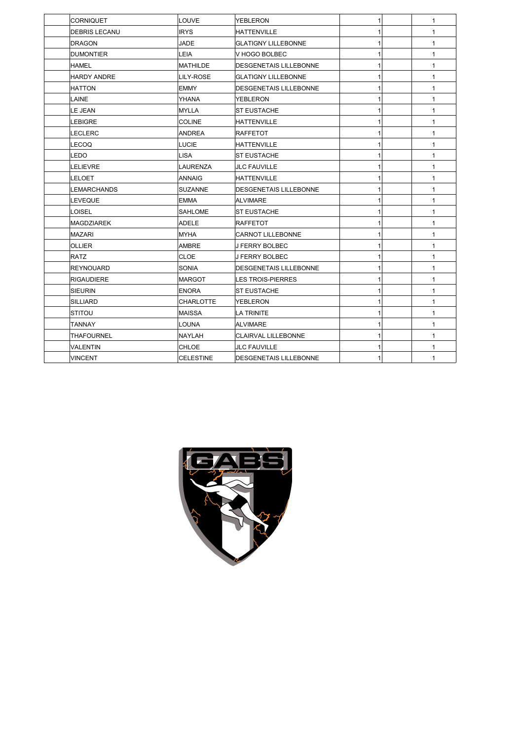| | | | | | | |
|---|---|---|---|---|---|---|
| | CORNIQUET | LOUVE | YEBLERON | 1 | | 1 |
| | DEBRIS LECANU | IRYS | HATTENVILLE | 1 | | 1 |
| | DRAGON | JADE | GLATIGNY LILLEBONNE | 1 | | 1 |
| | DUMONTIER | LEIA | V HOGO BOLBEC | 1 | | 1 |
| | HAMEL | MATHILDE | DESGENETAIS LILLEBONNE | 1 | | 1 |
| | HARDY ANDRE | LILY-ROSE | GLATIGNY LILLEBONNE | 1 | | 1 |
| | HATTON | EMMY | DESGENETAIS LILLEBONNE | 1 | | 1 |
| | LAINE | YHANA | YEBLERON | 1 | | 1 |
| | LE JEAN | MYLLA | ST EUSTACHE | 1 | | 1 |
| | LEBIGRE | COLINE | HATTENVILLE | 1 | | 1 |
| | LECLERC | ANDREA | RAFFETOT | 1 | | 1 |
| | LECOQ | LUCIE | HATTENVILLE | 1 | | 1 |
| | LEDO | LISA | ST EUSTACHE | 1 | | 1 |
| | LELIEVRE | LAURENZA | JLC FAUVILLE | 1 | | 1 |
| | LELOET | ANNAIG | HATTENVILLE | 1 | | 1 |
| | LEMARCHANDS | SUZANNE | DESGENETAIS LILLEBONNE | 1 | | 1 |
| | LEVEQUE | EMMA | ALVIMARE | 1 | | 1 |
| | LOISEL | SAHLOME | ST EUSTACHE | 1 | | 1 |
| | MAGDZIAREK | ADELE | RAFFETOT | 1 | | 1 |
| | MAZARI | MYHA | CARNOT LILLEBONNE | 1 | | 1 |
| | OLLIER | AMBRE | J FERRY BOLBEC | 1 | | 1 |
| | RATZ | CLOE | J FERRY BOLBEC | 1 | | 1 |
| | REYNOUARD | SONIA | DESGENETAIS LILLEBONNE | 1 | | 1 |
| | RIGAUDIERE | MARGOT | LES TROIS-PIERRES | 1 | | 1 |
| | SIEURIN | ENORA | ST EUSTACHE | 1 | | 1 |
| | SILLIARD | CHARLOTTE | YEBLERON | 1 | | 1 |
| | STITOU | MAISSA | LA TRINITE | 1 | | 1 |
| | TANNAY | LOUNA | ALVIMARE | 1 | | 1 |
| | THAFOURNEL | NAYLAH | CLAIRVAL LILLEBONNE | 1 | | 1 |
| | VALENTIN | CHLOE | JLC FAUVILLE | 1 | | 1 |
| | VINCENT | CELESTINE | DESGENETAIS LILLEBONNE | 1 | | 1 |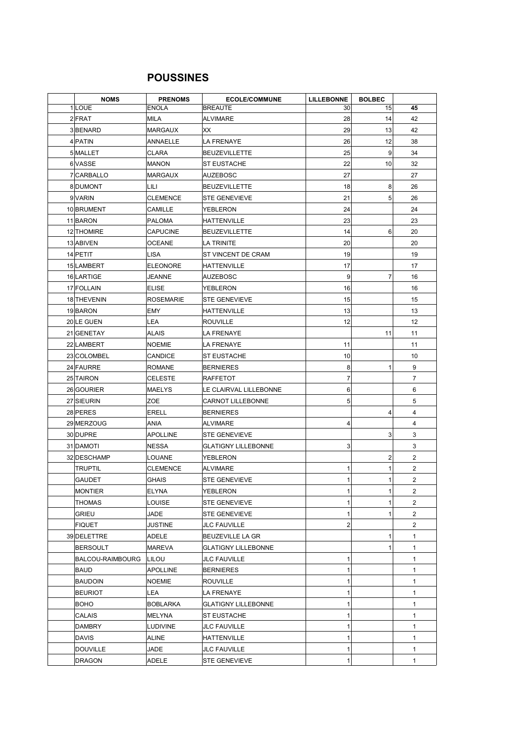## POUSSINES

| | NOMS | PRENOMS | ECOLE/COMMUNE | LILLEBONNE | BOLBEC | |
|---|---|---|---|---|---|---|
| 1 | LOUE | ENOLA | BREAUTE | 30 | 15 | **45** |
| 2 | FRAT | MILA | ALVIMARE | 28 | 14 | 42 |
| 3 | BENARD | MARGAUX | XX | 29 | 13 | 42 |
| 4 | PATIN | ANNAELLE | LA FRENAYE | 26 | 12 | 38 |
| 5 | MALLET | CLARA | BEUZEVILLETTE | 25 | 9 | 34 |
| 6 | VASSE | MANON | ST EUSTACHE | 22 | 10 | 32 |
| 7 | CARBALLO | MARGAUX | AUZEBOSC | 27 | | 27 |
| 8 | DUMONT | LILI | BEUZEVILLETTE | 18 | 8 | 26 |
| 9 | VARIN | CLEMENCE | STE GENEVIEVE | 21 | 5 | 26 |
| 10 | BRUMENT | CAMILLE | YEBLERON | 24 | | 24 |
| 11 | BARON | PALOMA | HATTENVILLE | 23 | | 23 |
| 12 | THOMIRE | CAPUCINE | BEUZEVILLETTE | 14 | 6 | 20 |
| 13 | ABIVEN | OCEANE | LA TRINITE | 20 | | 20 |
| 14 | PETIT | LISA | ST VINCENT DE CRAM | 19 | | 19 |
| 15 | LAMBERT | ELEONORE | HATTENVILLE | 17 | | 17 |
| 16 | LARTIGE | JEANNE | AUZEBOSC | 9 | 7 | 16 |
| 17 | FOLLAIN | ELISE | YEBLERON | 16 | | 16 |
| 18 | THEVENIN | ROSEMARIE | STE GENEVIEVE | 15 | | 15 |
| 19 | BARON | EMY | HATTENVILLE | 13 | | 13 |
| 20 | LE GUEN | LEA | ROUVILLE | 12 | | 12 |
| 21 | GENETAY | ALAIS | LA FRENAYE | | 11 | 11 |
| 22 | LAMBERT | NOEMIE | LA FRENAYE | 11 | | 11 |
| 23 | COLOMBEL | CANDICE | ST EUSTACHE | 10 | | 10 |
| 24 | FAURRE | ROMANE | BERNIERES | 8 | 1 | 9 |
| 25 | TAIRON | CELESTE | RAFFETOT | 7 | | 7 |
| 26 | GOURIER | MAELYS | LE CLAIRVAL LILLEBONNE | 6 | | 6 |
| 27 | SIEURIN | ZOE | CARNOT LILLEBONNE | 5 | | 5 |
| 28 | PERES | ERELL | BERNIERES | | 4 | 4 |
| 29 | MERZOUG | ANIA | ALVIMARE | 4 | | 4 |
| 30 | DUPRE | APOLLINE | STE GENEVIEVE | | 3 | 3 |
| 31 | DAMOTI | NESSA | GLATIGNY LILLEBONNE | 3 | | 3 |
| 32 | DESCHAMP | LOUANE | YEBLERON | | 2 | 2 |
| | TRUPTIL | CLEMENCE | ALVIMARE | 1 | 1 | 2 |
| | GAUDET | GHAIS | STE GENEVIEVE | 1 | 1 | 2 |
| | MONTIER | ELYNA | YEBLERON | 1 | 1 | 2 |
| | THOMAS | LOUISE | STE GENEVIEVE | 1 | 1 | 2 |
| | GRIEU | JADE | STE GENEVIEVE | 1 | 1 | 2 |
| | FIQUET | JUSTINE | JLC FAUVILLE | 2 | | 2 |
| 39 | DELETTRE | ADELE | BEUZEVILLE LA GR | | 1 | 1 |
| | BERSOULT | MAREVA | GLATIGNY LILLEBONNE | | 1 | 1 |
| | BALCOU-RAIMBOURG | LILOU | JLC FAUVILLE | 1 | | 1 |
| | BAUD | APOLLINE | BERNIERES | 1 | | 1 |
| | BAUDOIN | NOEMIE | ROUVILLE | 1 | | 1 |
| | BEURIOT | LEA | LA FRENAYE | 1 | | 1 |
| | BOHO | BOBLARKA | GLATIGNY LILLEBONNE | 1 | | 1 |
| | CALAIS | MELYNA | ST EUSTACHE | 1 | | 1 |
| | DAMBRY | LUDIVINE | JLC FAUVILLE | 1 | | 1 |
| | DAVIS | ALINE | HATTENVILLE | 1 | | 1 |
| | DOUVILLE | JADE | JLC FAUVILLE | 1 | | 1 |
| | DRAGON | ADELE | STE GENEVIEVE | 1 | | 1 |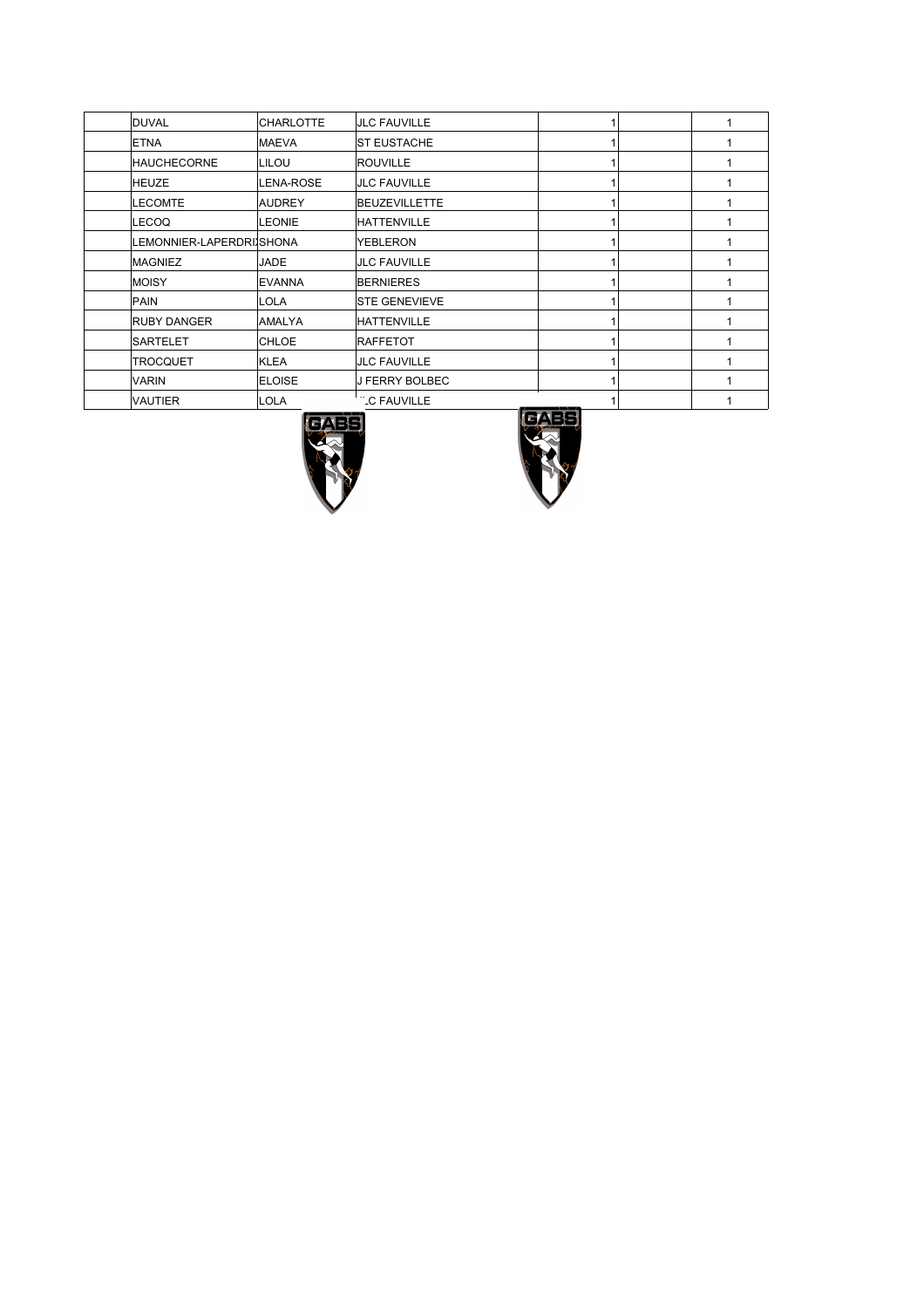| | | | | | | |
|---|---|---|---|---|---|---|
| | DUVAL | CHARLOTTE | JLC FAUVILLE | 1 | | 1 |
| | ETNA | MAEVA | ST EUSTACHE | 1 | | 1 |
| | HAUCHECORNE | LILOU | ROUVILLE | 1 | | 1 |
| | HEUZE | LENA-ROSE | JLC FAUVILLE | 1 | | 1 |
| | LECOMTE | AUDREY | BEUZEVILLETTE | 1 | | 1 |
| | LECOQ | LEONIE | HATTENVILLE | 1 | | 1 |
| | LEMONNIER-LAPERDRI | SHONA | YEBLERON | 1 | | 1 |
| | MAGNIEZ | JADE | JLC FAUVILLE | 1 | | 1 |
| | MOISY | EVANNA | BERNIERES | 1 | | 1 |
| | PAIN | LOLA | STE GENEVIEVE | 1 | | 1 |
| | RUBY DANGER | AMALYA | HATTENVILLE | 1 | | 1 |
| | SARTELET | CHLOE | RAFFETOT | 1 | | 1 |
| | TROCQUET | KLEA | JLC FAUVILLE | 1 | | 1 |
| | VARIN | ELOISE | J FERRY BOLBEC | 1 | | 1 |
| | VAUTIER | LOLA | JLC FAUVILLE | 1 | | 1 |

GABS

GABS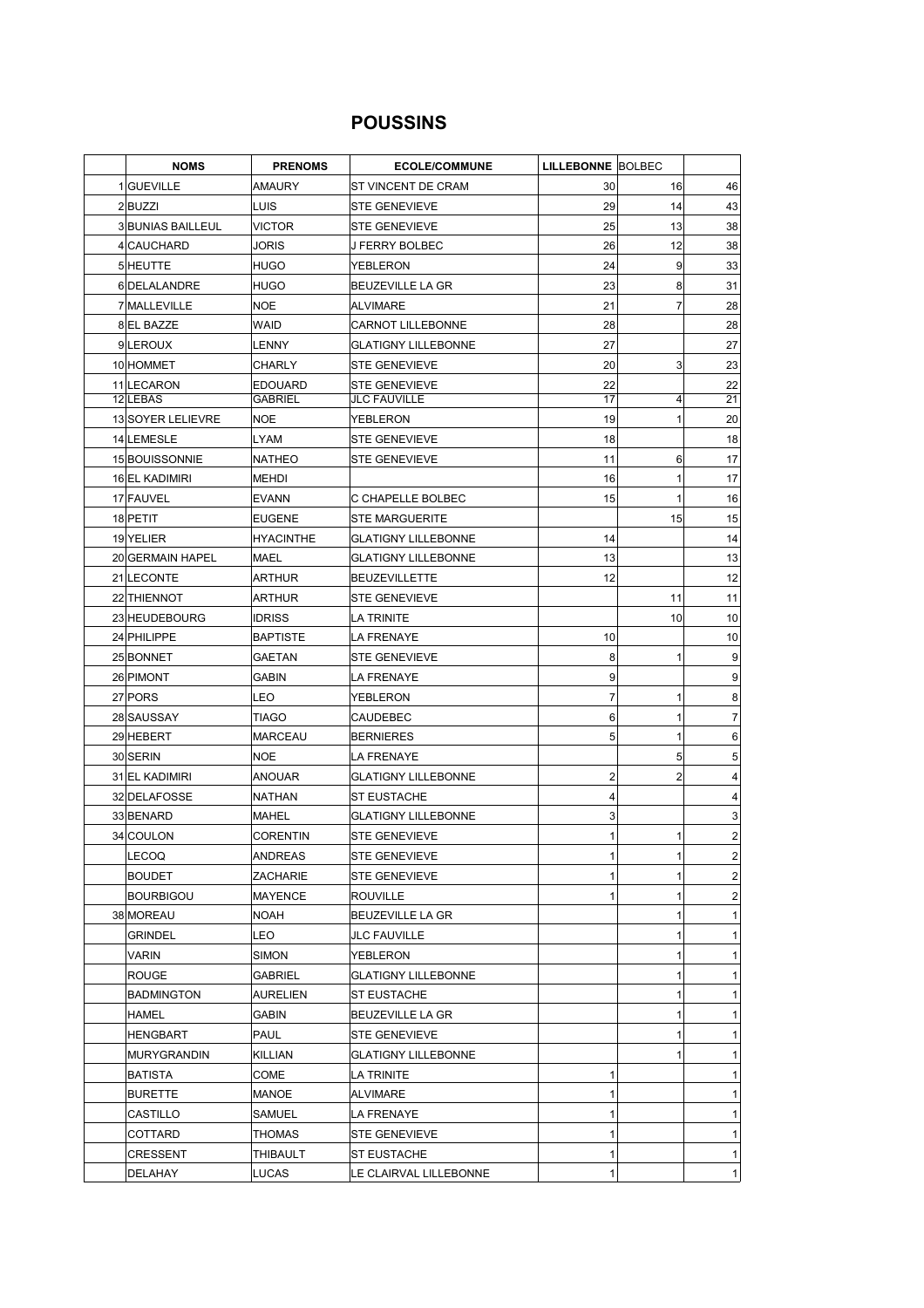# POUSSINS

| | NOMS | PRENOMS | ECOLE/COMMUNE | LILLEBONNE | BOLBEC | |
|---|---|---|---|---|---|---|
| 1 | GUEVILLE | AMAURY | ST VINCENT DE CRAM | 30 | 16 | 46 |
| 2 | BUZZI | LUIS | STE GENEVIEVE | 29 | 14 | 43 |
| 3 | BUNIAS BAILLEUL | VICTOR | STE GENEVIEVE | 25 | 13 | 38 |
| 4 | CAUCHARD | JORIS | J FERRY BOLBEC | 26 | 12 | 38 |
| 5 | HEUTTE | HUGO | YEBLERON | 24 | 9 | 33 |
| 6 | DELALANDRE | HUGO | BEUZEVILLE LA GR | 23 | 8 | 31 |
| 7 | MALLEVILLE | NOE | ALVIMARE | 21 | 7 | 28 |
| 8 | EL BAZZE | WAID | CARNOT LILLEBONNE | 28 | | 28 |
| 9 | LEROUX | LENNY | GLATIGNY LILLEBONNE | 27 | | 27 |
| 10 | HOMMET | CHARLY | STE GENEVIEVE | 20 | 3 | 23 |
| 11 | LECARON | EDOUARD | STE GENEVIEVE | 22 | | 22 |
| 12 | LEBAS | GABRIEL | JLC FAUVILLE | 17 | 4 | 21 |
| 13 | SOYER LELIEVRE | NOE | YEBLERON | 19 | 1 | 20 |
| 14 | LEMESLE | LYAM | STE GENEVIEVE | 18 | | 18 |
| 15 | BOUISSONNIE | NATHEO | STE GENEVIEVE | 11 | 6 | 17 |
| 16 | EL KADIMIRI | MEHDI | | 16 | 1 | 17 |
| 17 | FAUVEL | EVANN | C CHAPELLE BOLBEC | 15 | 1 | 16 |
| 18 | PETIT | EUGENE | STE MARGUERITE | | 15 | 15 |
| 19 | YELIER | HYACINTHE | GLATIGNY LILLEBONNE | 14 | | 14 |
| 20 | GERMAIN HAPEL | MAEL | GLATIGNY LILLEBONNE | 13 | | 13 |
| 21 | LECONTE | ARTHUR | BEUZEVILLETTE | 12 | | 12 |
| 22 | THIENNOT | ARTHUR | STE GENEVIEVE | | 11 | 11 |
| 23 | HEUDEBOURG | IDRISS | LA TRINITE | | 10 | 10 |
| 24 | PHILIPPE | BAPTISTE | LA FRENAYE | 10 | | 10 |
| 25 | BONNET | GAETAN | STE GENEVIEVE | 8 | 1 | 9 |
| 26 | PIMONT | GABIN | LA FRENAYE | 9 | | 9 |
| 27 | PORS | LEO | YEBLERON | 7 | 1 | 8 |
| 28 | SAUSSAY | TIAGO | CAUDEBEC | 6 | 1 | 7 |
| 29 | HEBERT | MARCEAU | BERNIERES | 5 | 1 | 6 |
| 30 | SERIN | NOE | LA FRENAYE | | 5 | 5 |
| 31 | EL KADIMIRI | ANOUAR | GLATIGNY LILLEBONNE | 2 | 2 | 4 |
| 32 | DELAFOSSE | NATHAN | ST EUSTACHE | 4 | | 4 |
| 33 | BENARD | MAHEL | GLATIGNY LILLEBONNE | 3 | | 3 |
| 34 | COULON | CORENTIN | STE GENEVIEVE | 1 | 1 | 2 |
| | LECOQ | ANDREAS | STE GENEVIEVE | 1 | 1 | 2 |
| | BOUDET | ZACHARIE | STE GENEVIEVE | 1 | 1 | 2 |
| | BOURBIGOU | MAYENCE | ROUVILLE | 1 | 1 | 2 |
| 38 | MOREAU | NOAH | BEUZEVILLE LA GR | | 1 | 1 |
| | GRINDEL | LEO | JLC FAUVILLE | | 1 | 1 |
| | VARIN | SIMON | YEBLERON | | 1 | 1 |
| | ROUGE | GABRIEL | GLATIGNY LILLEBONNE | | 1 | 1 |
| | BADMINGTON | AURELIEN | ST EUSTACHE | | 1 | 1 |
| | HAMEL | GABIN | BEUZEVILLE LA GR | | 1 | 1 |
| | HENGBART | PAUL | STE GENEVIEVE | | 1 | 1 |
| | MURYGRANDIN | KILLIAN | GLATIGNY LILLEBONNE | | 1 | 1 |
| | BATISTA | COME | LA TRINITE | 1 | | 1 |
| | BURETTE | MANOE | ALVIMARE | 1 | | 1 |
| | CASTILLO | SAMUEL | LA FRENAYE | 1 | | 1 |
| | COTTARD | THOMAS | STE GENEVIEVE | 1 | | 1 |
| | CRESSENT | THIBAULT | ST EUSTACHE | 1 | | 1 |
| | DELAHAY | LUCAS | LE CLAIRVAL LILLEBONNE | 1 | | 1 |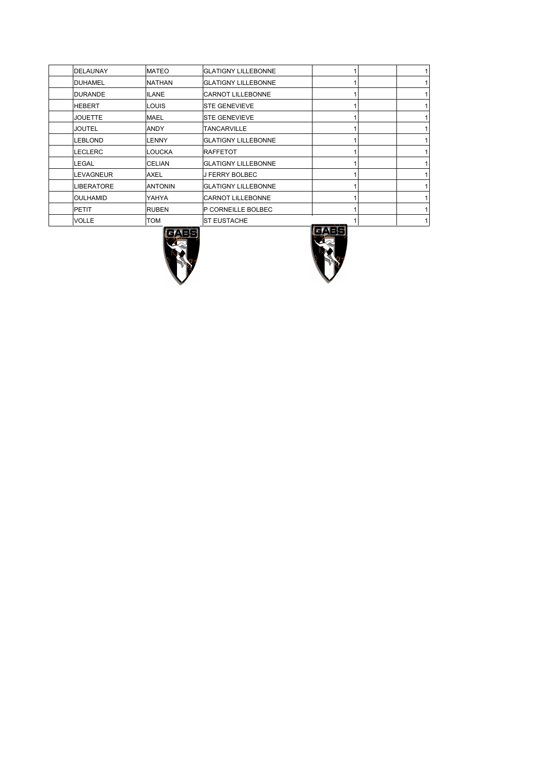| | | | | | | |
|---|---|---|---|---|---|---|
| | DELAUNAY | MATEO | GLATIGNY LILLEBONNE | 1 | | 1 |
| | DUHAMEL | NATHAN | GLATIGNY LILLEBONNE | 1 | | 1 |
| | DURANDE | ILANE | CARNOT LILLEBONNE | 1 | | 1 |
| | HEBERT | LOUIS | STE GENEVIEVE | 1 | | 1 |
| | JOUETTE | MAEL | STE GENEVIEVE | 1 | | 1 |
| | JOUTEL | ANDY | TANCARVILLE | 1 | | 1 |
| | LEBLOND | LENNY | GLATIGNY LILLEBONNE | 1 | | 1 |
| | LECLERC | LOUCKA | RAFFETOT | 1 | | 1 |
| | LEGAL | CELIAN | GLATIGNY LILLEBONNE | 1 | | 1 |
| | LEVAGNEUR | AXEL | J FERRY BOLBEC | 1 | | 1 |
| | LIBERATORE | ANTONIN | GLATIGNY LILLEBONNE | 1 | | 1 |
| | OULHAMID | YAHYA | CARNOT LILLEBONNE | 1 | | 1 |
| | PETIT | RUBEN | P CORNEILLE BOLBEC | 1 | | 1 |
| | VOLLE | TOM | ST EUSTACHE | 1 | | 1 |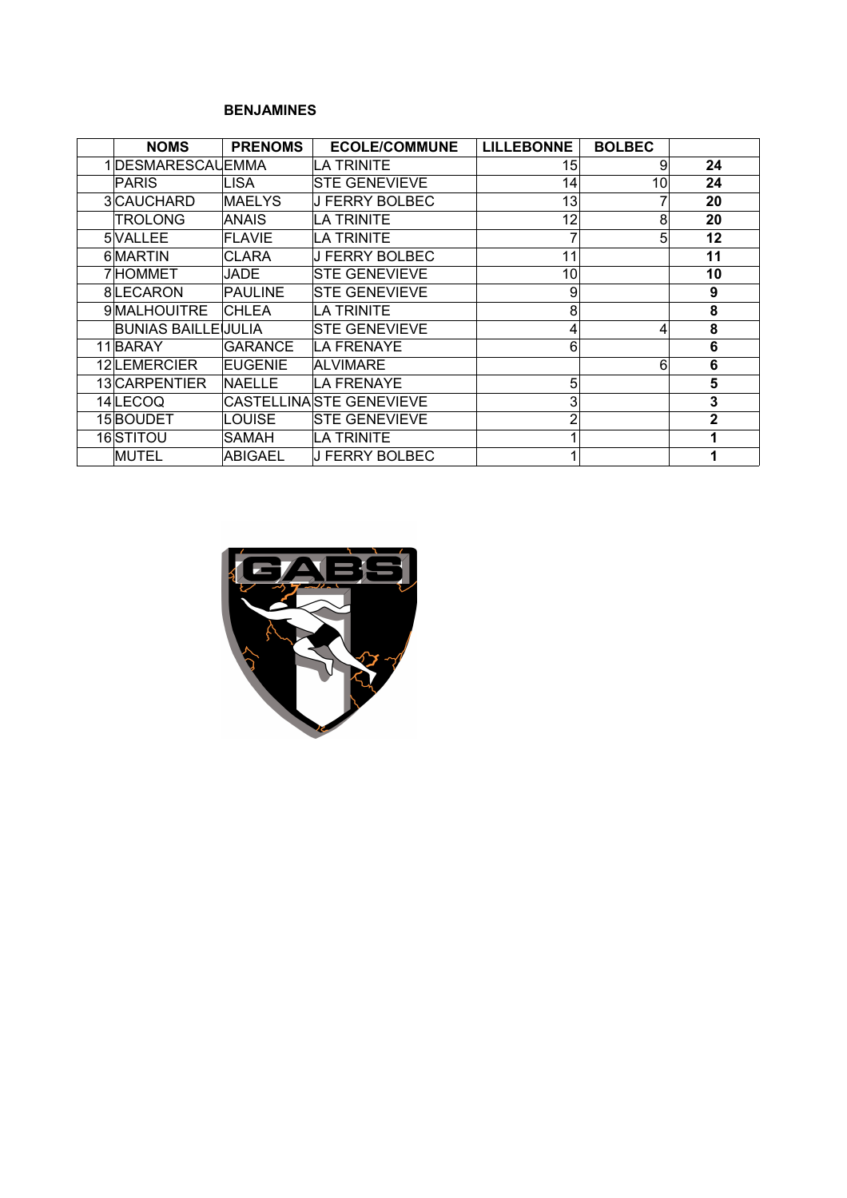**BENJAMINES**

| | NOMS | PRENOMS | ECOLE/COMMUNE | LILLEBONNE | BOLBEC | |
|---|---|---|---|---|---|---|
| 1 | DESMARESCAUX | EMMA | LA TRINITE | 15 | 9 | **24** |
| | PARIS | LISA | STE GENEVIEVE | 14 | 10 | **24** |
| 3 | CAUCHARD | MAELYS | J FERRY BOLBEC | 13 | 7 | **20** |
| | TROLONG | ANAIS | LA TRINITE | 12 | 8 | **20** |
| 5 | VALLEE | FLAVIE | LA TRINITE | 7 | 5 | **12** |
| 6 | MARTIN | CLARA | J FERRY BOLBEC | 11 | | **11** |
| 7 | HOMMET | JADE | STE GENEVIEVE | 10 | | **10** |
| 8 | LECARON | PAULINE | STE GENEVIEVE | 9 | | **9** |
| 9 | MALHOUITRE | CHLEA | LA TRINITE | 8 | | **8** |
| | BUNIAS BAILLE | JULIA | STE GENEVIEVE | 4 | 4 | **8** |
| 11 | BARAY | GARANCE | LA FRENAYE | 6 | | **6** |
| 12 | LEMERCIER | EUGENIE | ALVIMARE | | 6 | **6** |
| 13 | CARPENTIER | NAELLE | LA FRENAYE | 5 | | **5** |
| 14 | LECOQ | CASTELLINA | STE GENEVIEVE | 3 | | **3** |
| 15 | BOUDET | LOUISE | STE GENEVIEVE | 2 | | **2** |
| 16 | STITOU | SAMAH | LA TRINITE | 1 | | **1** |
| | MUTEL | ABIGAEL | J FERRY BOLBEC | 1 | | **1** |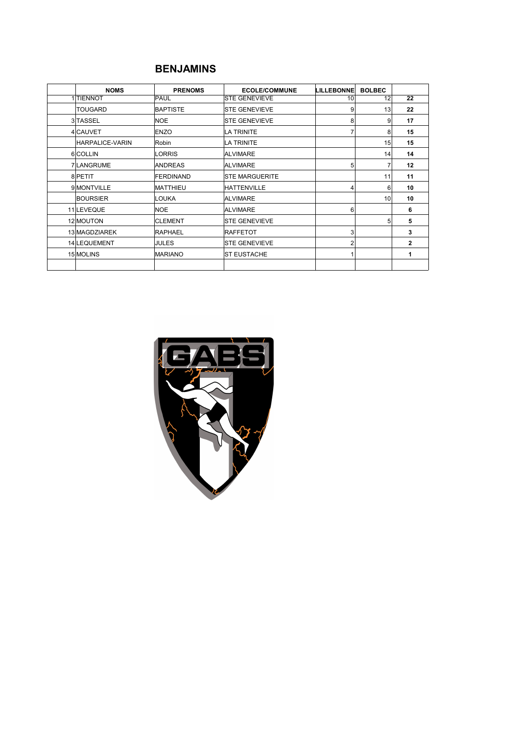## BENJAMINS

| | NOMS | PRENOMS | ECOLE/COMMUNE | LILLEBONNE | BOLBEC | |
|---|---|---|---|---|---|---|
| 1 | TIENNOT | PAUL | STE GENEVIEVE | 10 | 12 | **22** |
| | TOUGARD | BAPTISTE | STE GENEVIEVE | 9 | 13 | **22** |
| 3 | TASSEL | NOE | STE GENEVIEVE | 8 | 9 | **17** |
| 4 | CAUVET | ENZO | LA TRINITE | 7 | 8 | **15** |
| | HARPALICE-VARIN | Robin | LA TRINITE | | 15 | **15** |
| 6 | COLLIN | LORRIS | ALVIMARE | | 14 | **14** |
| 7 | LANGRUME | ANDREAS | ALVIMARE | 5 | 7 | **12** |
| 8 | PETIT | FERDINAND | STE MARGUERITE | | 11 | **11** |
| 9 | MONTVILLE | MATTHIEU | HATTENVILLE | 4 | 6 | **10** |
| | BOURSIER | LOUKA | ALVIMARE | | 10 | **10** |
| 11 | LEVEQUE | NOE | ALVIMARE | 6 | | **6** |
| 12 | MOUTON | CLEMENT | STE GENEVIEVE | | 5 | **5** |
| 13 | MAGDZIAREK | RAPHAEL | RAFFETOT | 3 | | **3** |
| 14 | LEQUEMENT | JULES | STE GENEVIEVE | 2 | | **2** |
| 15 | MOLINS | MARIANO | ST EUSTACHE | 1 | | **1** |
| | | | | | | |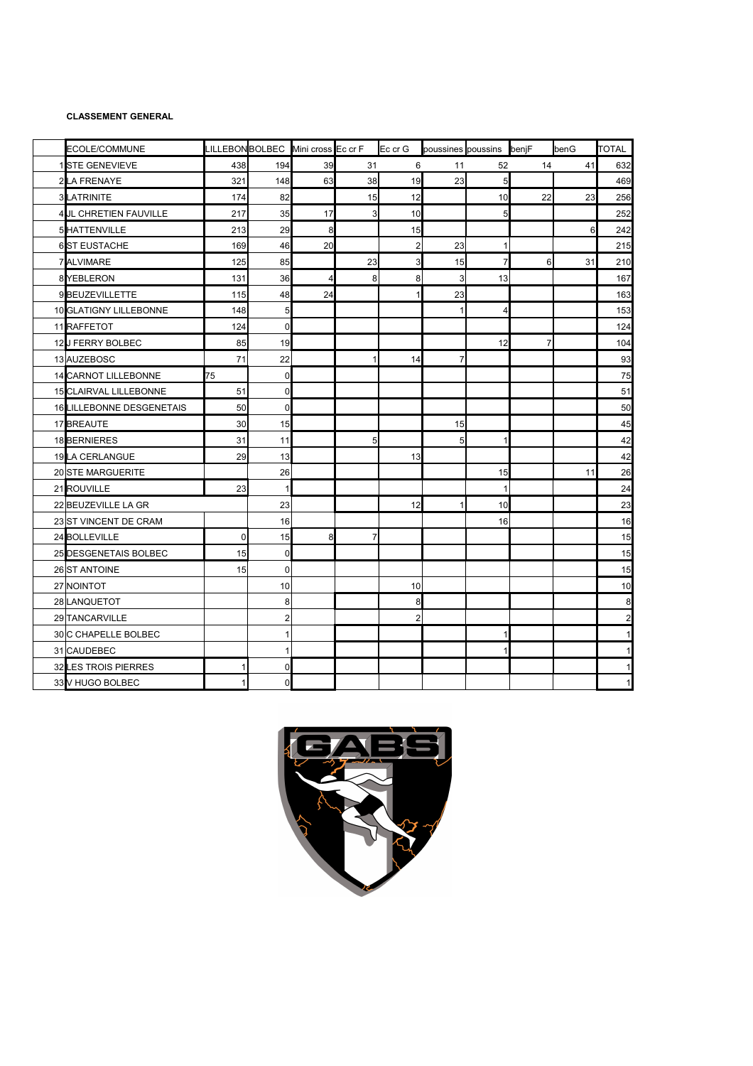**CLASSEMENT GENERAL**

| | ECOLE/COMMUNE | LILLEBON | BOLBEC | Mini cross | Ec cr F | Ec cr G | poussines | poussins | benjF | benG | TOTAL |
|---|---|---|---|---|---|---|---|---|---|---|---|
| 1 | STE GENEVIEVE | 438 | 194 | 39 | 31 | 6 | 11 | 52 | 14 | 41 | 632 |
| 2 | LA FRENAYE | 321 | 148 | 63 | 38 | 19 | 23 | 5 | | | 469 |
| 3 | LATRINITE | 174 | 82 | | 15 | 12 | | 10 | 22 | 23 | 256 |
| 4 | JL CHRETIEN FAUVILLE | 217 | 35 | 17 | 3 | 10 | | 5 | | | 252 |
| 5 | HATTENVILLE | 213 | 29 | 8 | | 15 | | | | 6 | 242 |
| 6 | ST EUSTACHE | 169 | 46 | 20 | | 2 | 23 | 1 | | | 215 |
| 7 | ALVIMARE | 125 | 85 | | 23 | 3 | 15 | 7 | 6 | 31 | 210 |
| 8 | YEBLERON | 131 | 36 | 4 | 8 | 8 | 3 | 13 | | | 167 |
| 9 | BEUZEVILLETTE | 115 | 48 | 24 | | 1 | 23 | | | | 163 |
| 10 | GLATIGNY LILLEBONNE | 148 | 5 | | | | 1 | 4 | | | 153 |
| 11 | RAFFETOT | 124 | 0 | | | | | | | | 124 |
| 12 | J FERRY BOLBEC | 85 | 19 | | | | | 12 | 7 | | 104 |
| 13 | AUZEBOSC | 71 | 22 | | 1 | 14 | 7 | | | | 93 |
| 14 | CARNOT LILLEBONNE | 75 | 0 | | | | | | | | 75 |
| 15 | CLAIRVAL LILLEBONNE | 51 | 0 | | | | | | | | 51 |
| 16 | LILLEBONNE DESGENETAIS | 50 | 0 | | | | | | | | 50 |
| 17 | BREAUTE | 30 | 15 | | | | 15 | | | | 45 |
| 18 | BERNIERES | 31 | 11 | | 5 | | 5 | 1 | | | 42 |
| 19 | LA CERLANGUE | 29 | 13 | | | 13 | | | | | 42 |
| 20 | STE MARGUERITE | | 26 | | | | | 15 | | 11 | 26 |
| 21 | ROUVILLE | 23 | 1 | | | | | 1 | | | 24 |
| 22 | BEUZEVILLE LA GR | | 23 | | | 12 | 1 | 10 | | | 23 |
| 23 | ST VINCENT DE CRAM | | 16 | | | | | 16 | | | 16 |
| 24 | BOLLEVILLE | 0 | 15 | 8 | 7 | | | | | | 15 |
| 25 | DESGENETAIS BOLBEC | 15 | 0 | | | | | | | | 15 |
| 26 | ST ANTOINE | 15 | 0 | | | | | | | | 15 |
| 27 | NOINTOT | | 10 | | | 10 | | | | | 10 |
| 28 | LANQUETOT | | 8 | | | 8 | | | | | 8 |
| 29 | TANCARVILLE | | 2 | | | 2 | | | | | 2 |
| 30 | C CHAPELLE BOLBEC | | 1 | | | | | 1 | | | 1 |
| 31 | CAUDEBEC | | 1 | | | | | 1 | | | 1 |
| 32 | LES TROIS PIERRES | 1 | 0 | | | | | | | | 1 |
| 33 | V HUGO BOLBEC | 1 | 0 | | | | | | | | 1 |